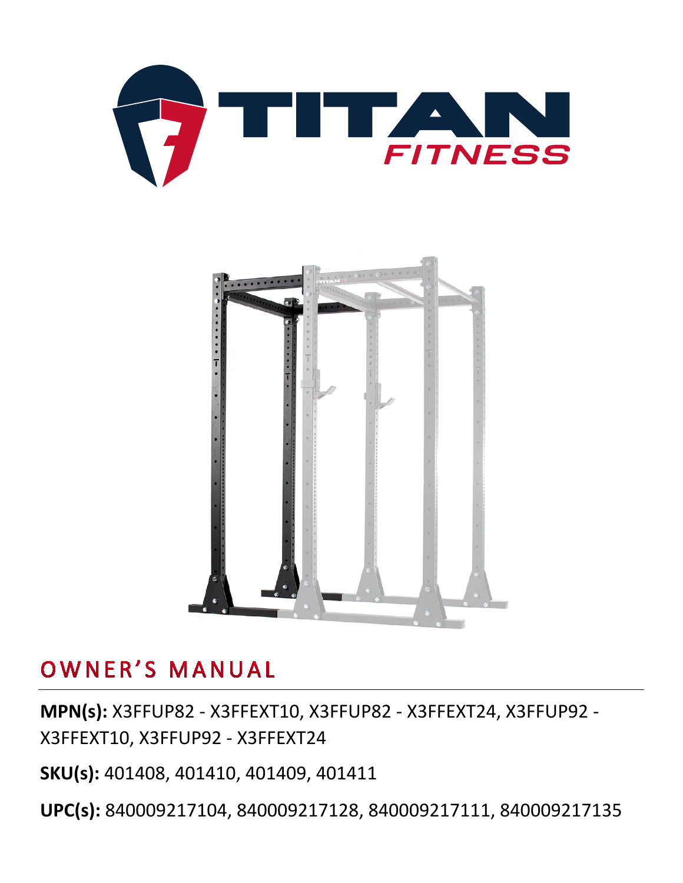# TITAN FITNESS

## OWNER'S MANUAL

**MPN(s):** X3FFUP82 - X3FFEXT10, X3FFUP82 - X3FFEXT24, X3FFUP92 - X3FFEXT10, X3FFUP92 - X3FFEXT24

**SKU(s):** 401408, 401410, 401409, 401411

**UPC(s):** 840009217104, 840009217128, 840009217111, 840009217135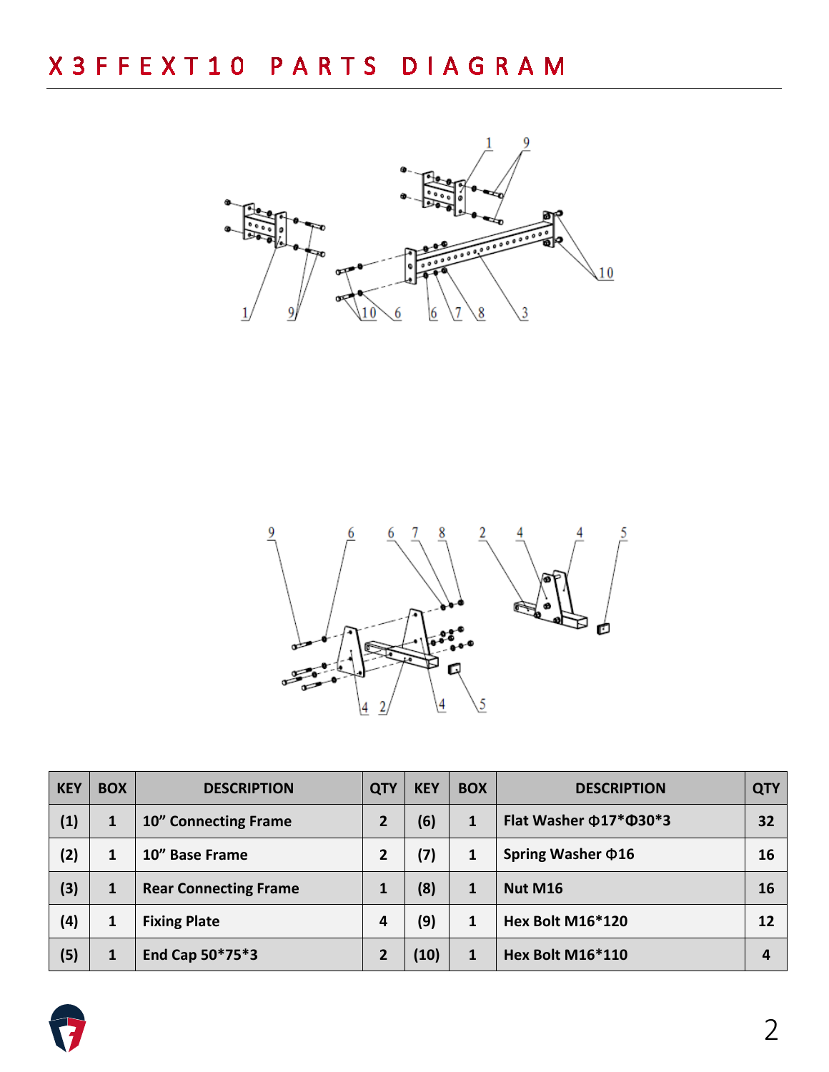# X3FFEXT10 PARTS DIAGRAM

| KEY | BOX | DESCRIPTION | QTY | KEY | BOX | DESCRIPTION | QTY |
|---|---|---|---|---|---|---|---|
| (1) | 1 | 10” Connecting Frame | 2 | (6) | 1 | Flat Washer Φ17*Φ30*3 | 32 |
| (2) | 1 | 10” Base Frame | 2 | (7) | 1 | Spring Washer Φ16 | 16 |
| (3) | 1 | Rear Connecting Frame | 1 | (8) | 1 | Nut M16 | 16 |
| (4) | 1 | Fixing Plate | 4 | (9) | 1 | Hex Bolt M16*120 | 12 |
| (5) | 1 | End Cap 50*75*3 | 2 | (10) | 1 | Hex Bolt M16*110 | 4 |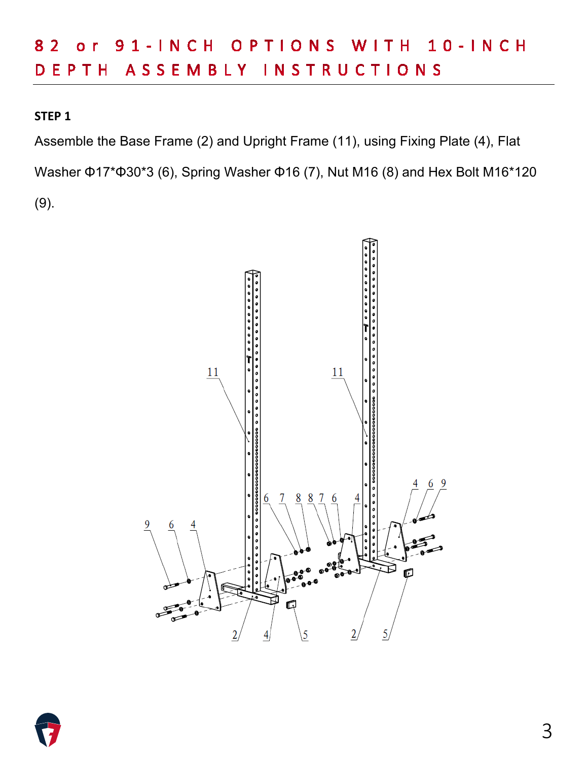# 82 or 91-INCH OPTIONS WITH 10-INCH DEPTH ASSEMBLY INSTRUCTIONS

**STEP 1**

Assemble the Base Frame (2) and Upright Frame (11), using Fixing Plate (4), Flat Washer Φ17*Φ30*3 (6), Spring Washer Φ16 (7), Nut M16 (8) and Hex Bolt M16*120 (9).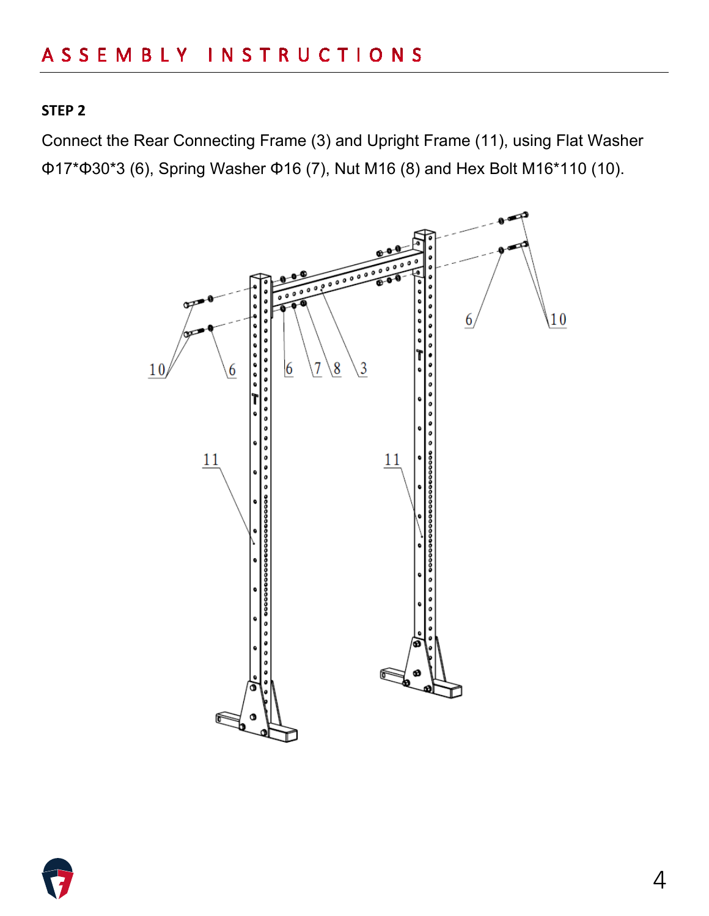# ASSEMBLY INSTRUCTIONS

**STEP 2**

Connect the Rear Connecting Frame (3) and Upright Frame (11), using Flat Washer Φ17*Φ30*3 (6), Spring Washer Φ16 (7), Nut M16 (8) and Hex Bolt M16*110 (10).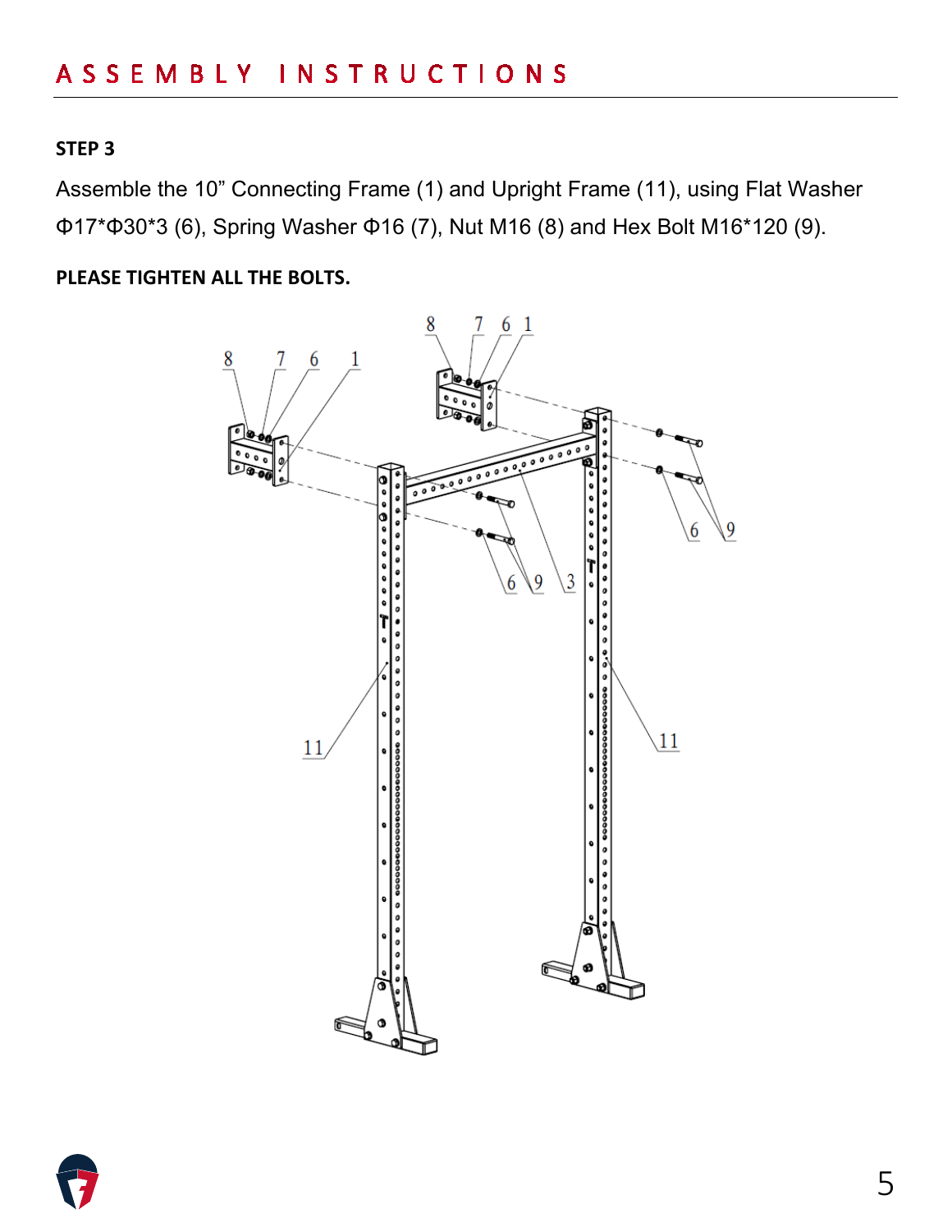# ASSEMBLY INSTRUCTIONS

**STEP 3**

Assemble the 10” Connecting Frame (1) and Upright Frame (11), using Flat Washer Φ17*Φ30*3 (6), Spring Washer Φ16 (7), Nut M16 (8) and Hex Bolt M16*120 (9).

**PLEASE TIGHTEN ALL THE BOLTS.**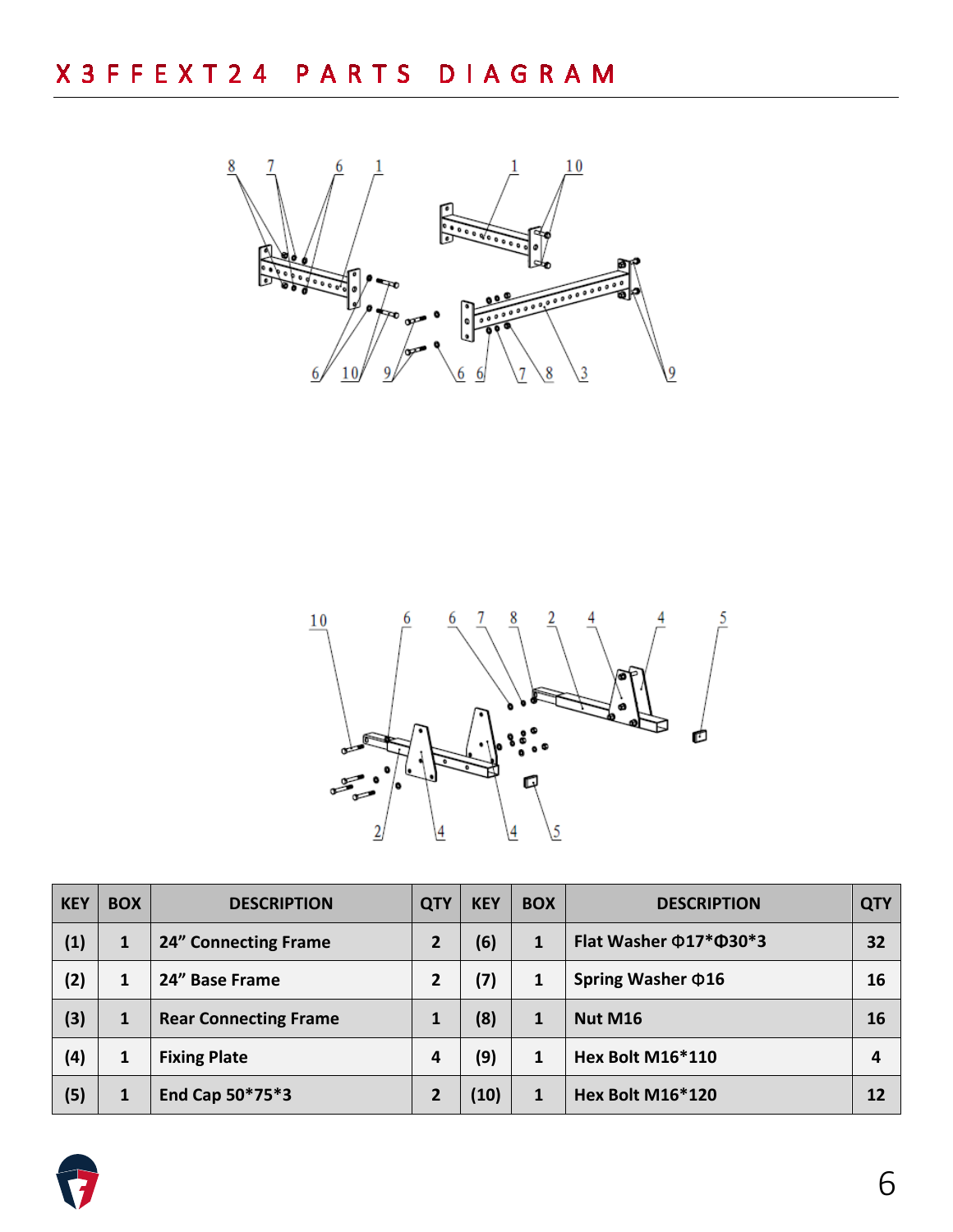# X3FFEXT24 PARTS DIAGRAM

| KEY | BOX | DESCRIPTION | QTY | KEY | BOX | DESCRIPTION | QTY |
|---|---|---|---|---|---|---|---|
| (1) | 1 | 24" Connecting Frame | 2 | (6) | 1 | Flat Washer Φ17*Φ30*3 | 32 |
| (2) | 1 | 24" Base Frame | 2 | (7) | 1 | Spring Washer Φ16 | 16 |
| (3) | 1 | Rear Connecting Frame | 1 | (8) | 1 | Nut M16 | 16 |
| (4) | 1 | Fixing Plate | 4 | (9) | 1 | Hex Bolt M16*110 | 4 |
| (5) | 1 | End Cap 50*75*3 | 2 | (10) | 1 | Hex Bolt M16*120 | 12 |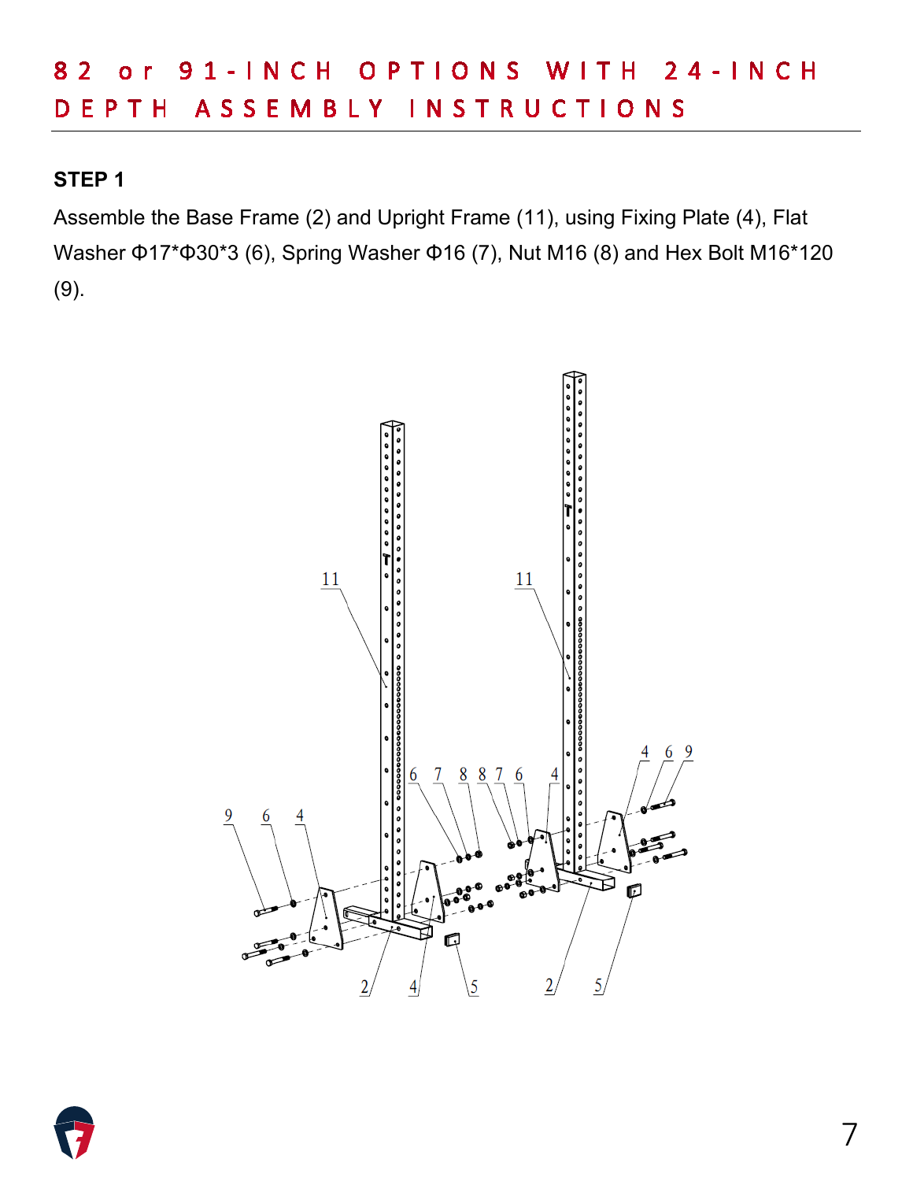# 82 or 91-INCH OPTIONS WITH 24-INCH DEPTH ASSEMBLY INSTRUCTIONS

**STEP 1**

Assemble the Base Frame (2) and Upright Frame (11), using Fixing Plate (4), Flat Washer Φ17*Φ30*3 (6), Spring Washer Φ16 (7), Nut M16 (8) and Hex Bolt M16*120 (9).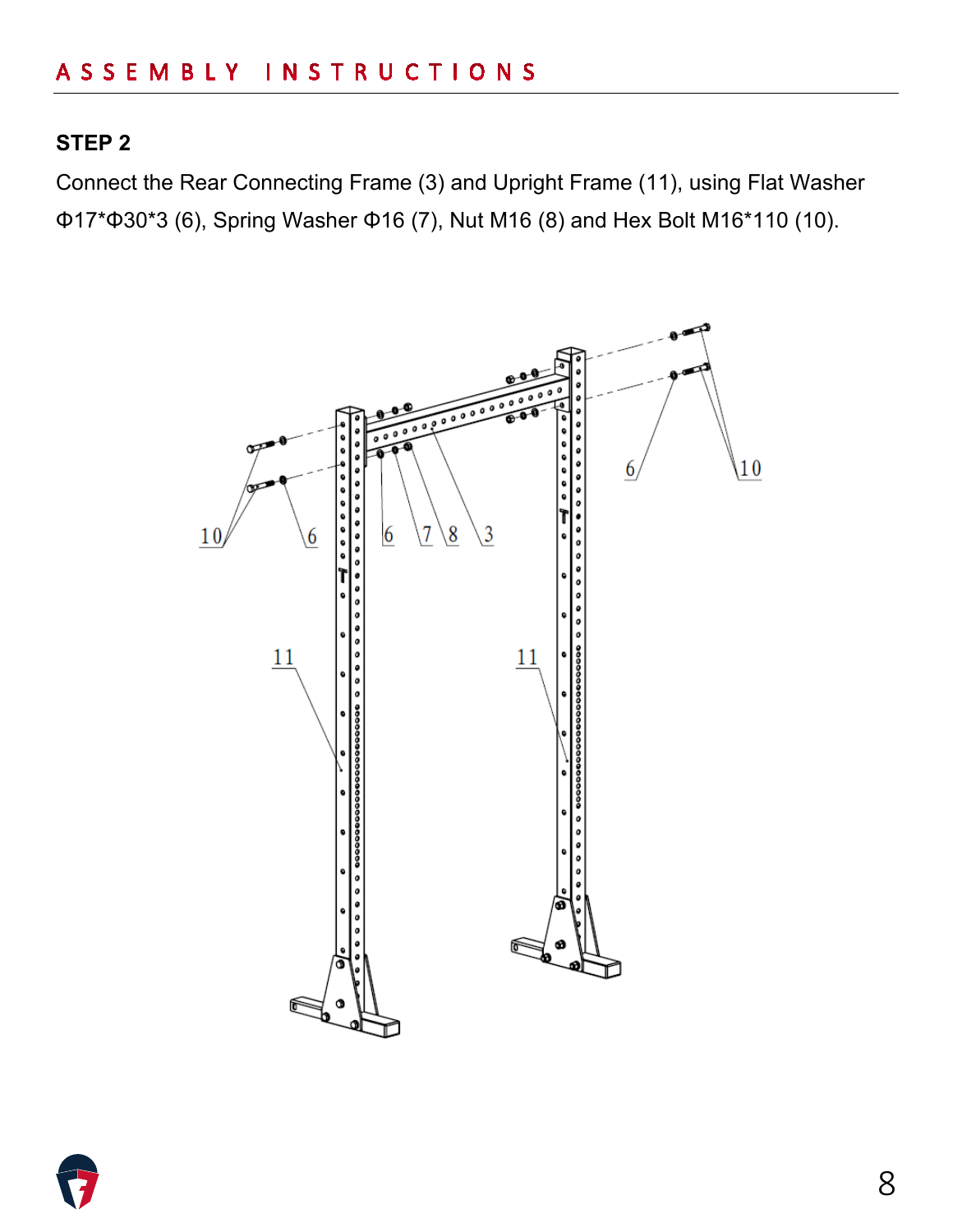# ASSEMBLY INSTRUCTIONS

## STEP 2

Connect the Rear Connecting Frame (3) and Upright Frame (11), using Flat Washer Φ17*Φ30*3 (6), Spring Washer Φ16 (7), Nut M16 (8) and Hex Bolt M16*110 (10).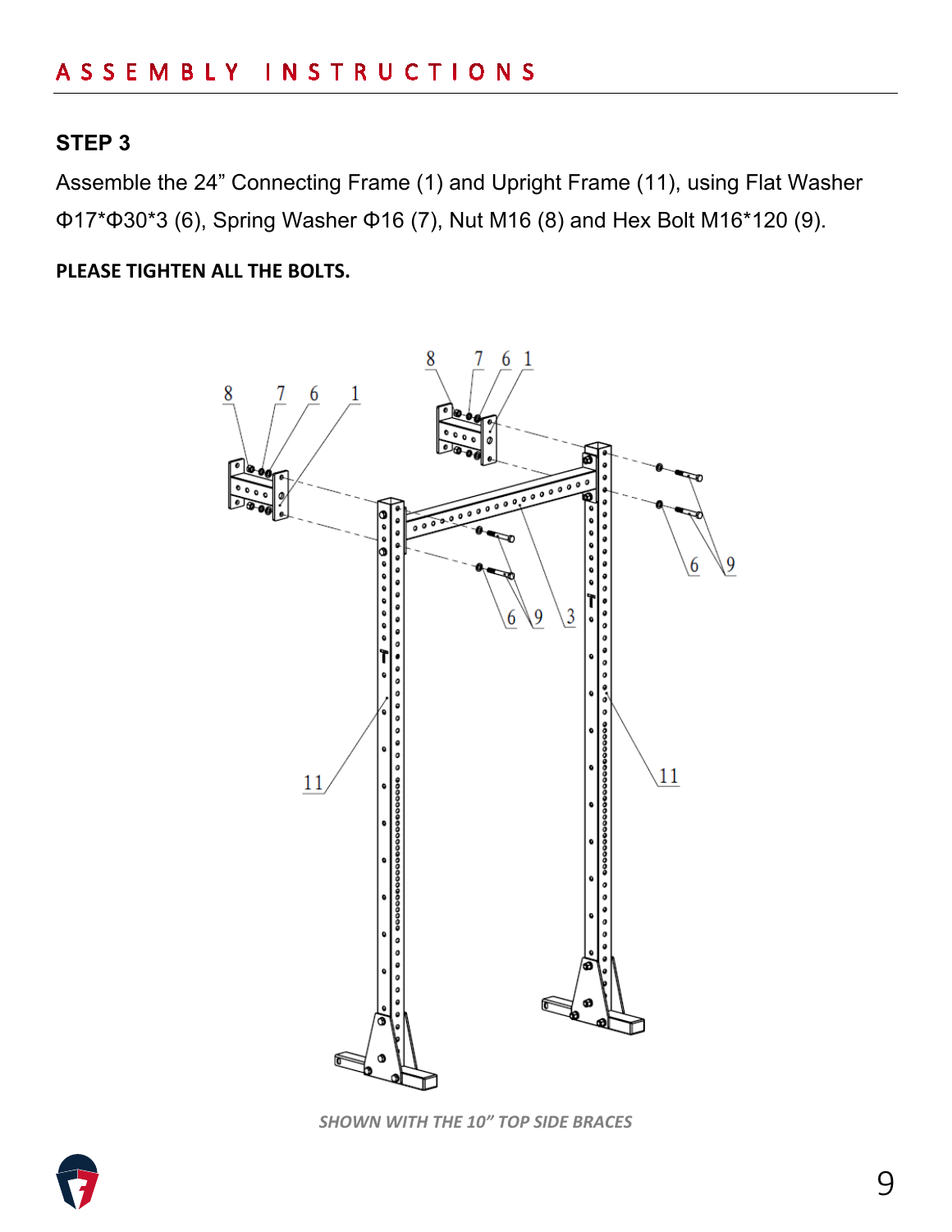# ASSEMBLY INSTRUCTIONS

## STEP 3

Assemble the 24” Connecting Frame (1) and Upright Frame (11), using Flat Washer Φ17*Φ30*3 (6), Spring Washer Φ16 (7), Nut M16 (8) and Hex Bolt M16*120 (9).

**PLEASE TIGHTEN ALL THE BOLTS.**

*SHOWN WITH THE 10” TOP SIDE BRACES*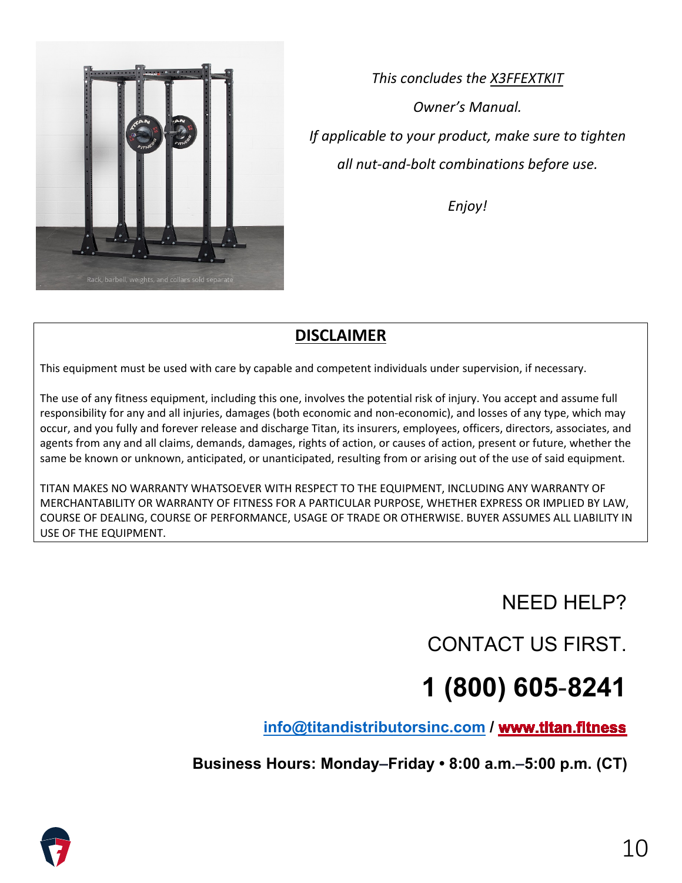*This concludes the X3FFEXTKIT*

*Owner's Manual.*

*If applicable to your product, make sure to tighten all nut-and-bolt combinations before use.*

*Enjoy!*

## DISCLAIMER

This equipment must be used with care by capable and competent individuals under supervision, if necessary.

The use of any fitness equipment, including this one, involves the potential risk of injury. You accept and assume full responsibility for any and all injuries, damages (both economic and non-economic), and losses of any type, which may occur, and you fully and forever release and discharge Titan, its insurers, employees, officers, directors, associates, and agents from any and all claims, demands, damages, rights of action, or causes of action, present or future, whether the same be known or unknown, anticipated, or unanticipated, resulting from or arising out of the use of said equipment.

TITAN MAKES NO WARRANTY WHATSOEVER WITH RESPECT TO THE EQUIPMENT, INCLUDING ANY WARRANTY OF MERCHANTABILITY OR WARRANTY OF FITNESS FOR A PARTICULAR PURPOSE, WHETHER EXPRESS OR IMPLIED BY LAW, COURSE OF DEALING, COURSE OF PERFORMANCE, USAGE OF TRADE OR OTHERWISE. BUYER ASSUMES ALL LIABILITY IN USE OF THE EQUIPMENT.

NEED HELP?

CONTACT US FIRST.

**1 (800) 605-8241**

**info@titandistributorsinc.com / www.titan.fitness**

**Business Hours: Monday–Friday • 8:00 a.m.–5:00 p.m. (CT)**